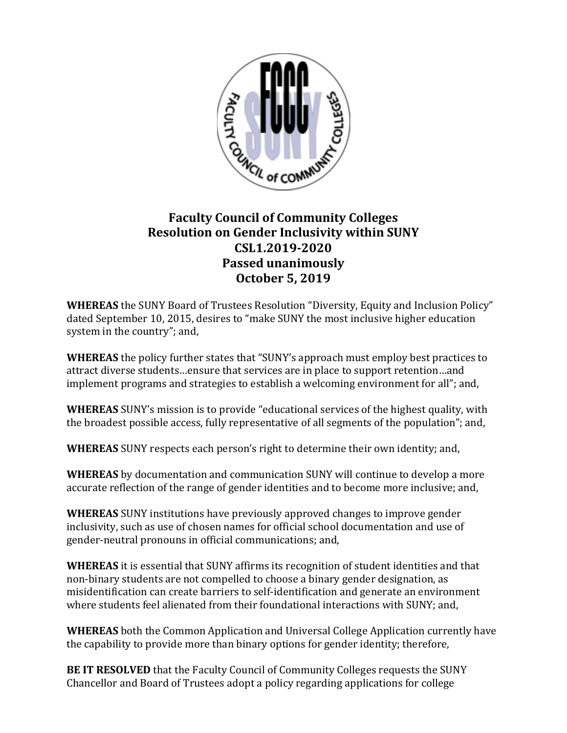# Faculty Council of Community Colleges
## Resolution on Gender Inclusivity within SUNY
## CSL1.2019-2020
## Passed unanimously
## October 5, 2019

**WHEREAS** the SUNY Board of Trustees Resolution "Diversity, Equity and Inclusion Policy" dated September 10, 2015, desires to "make SUNY the most inclusive higher education system in the country"; and,

**WHEREAS** the policy further states that "SUNY's approach must employ best practices to attract diverse students…ensure that services are in place to support retention…and implement programs and strategies to establish a welcoming environment for all"; and,

**WHEREAS** SUNY's mission is to provide "educational services of the highest quality, with the broadest possible access, fully representative of all segments of the population"; and,

**WHEREAS** SUNY respects each person's right to determine their own identity; and,

**WHEREAS** by documentation and communication SUNY will continue to develop a more accurate reflection of the range of gender identities and to become more inclusive; and,

**WHEREAS** SUNY institutions have previously approved changes to improve gender inclusivity, such as use of chosen names for official school documentation and use of gender-neutral pronouns in official communications; and,

**WHEREAS** it is essential that SUNY affirms its recognition of student identities and that non-binary students are not compelled to choose a binary gender designation, as misidentification can create barriers to self-identification and generate an environment where students feel alienated from their foundational interactions with SUNY; and,

**WHEREAS** both the Common Application and Universal College Application currently have the capability to provide more than binary options for gender identity; therefore,

**BE IT RESOLVED** that the Faculty Council of Community Colleges requests the SUNY Chancellor and Board of Trustees adopt a policy regarding applications for college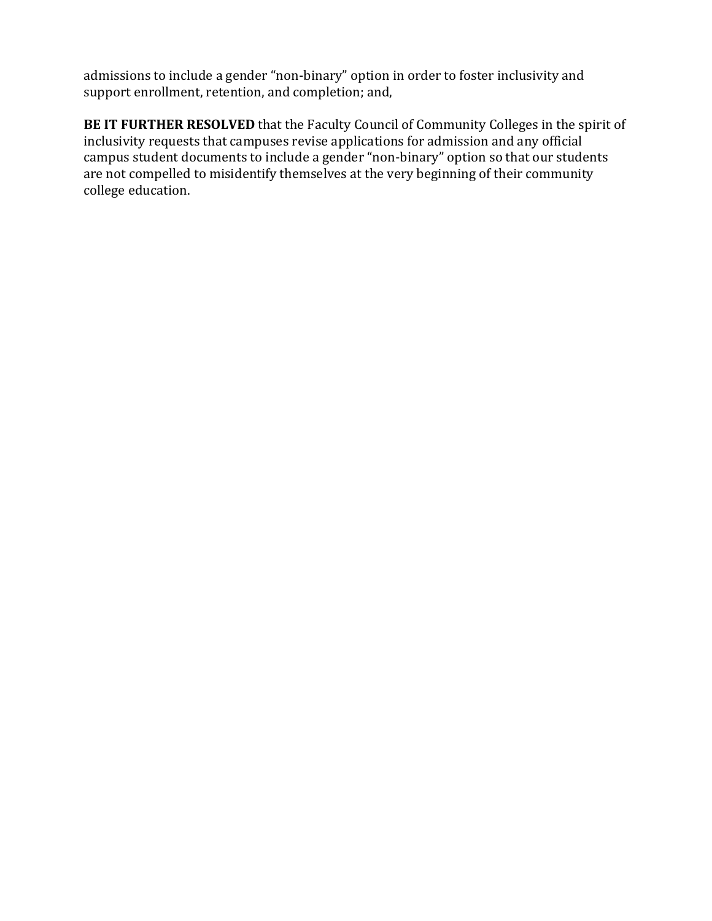admissions to include a gender "non-binary" option in order to foster inclusivity and support enrollment, retention, and completion; and,

**BE IT FURTHER RESOLVED** that the Faculty Council of Community Colleges in the spirit of inclusivity requests that campuses revise applications for admission and any official campus student documents to include a gender "non-binary" option so that our students are not compelled to misidentify themselves at the very beginning of their community college education.